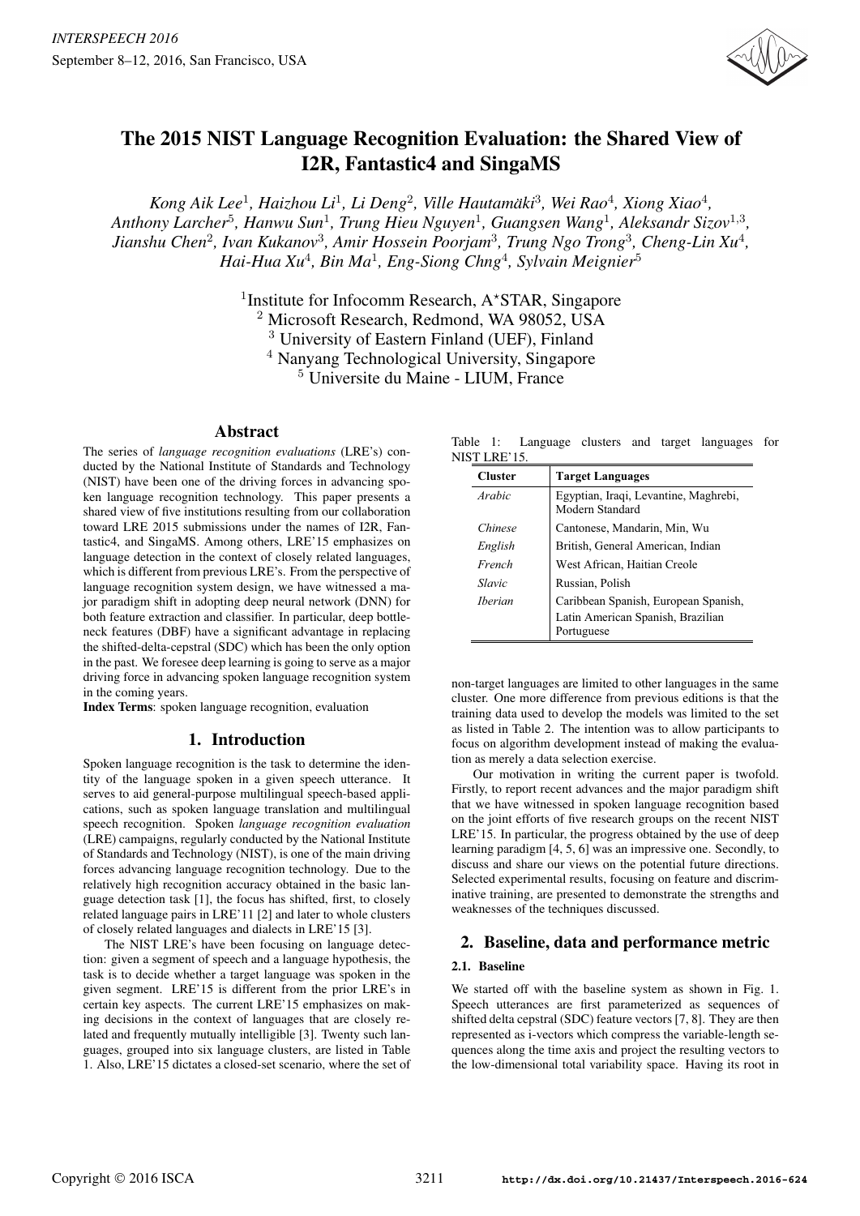# The 2015 NIST Language Recognition Evaluation: the Shared View of I2R, Fantastic4 and SingaMS

*Kong Aik Lee[1], Haizhou Li[1], Li Deng[2], Ville Hautamäki[3], Wei Rao[4], Xiong Xiao[4], Anthony Larcher[5], Hanwu Sun[1], Trung Hieu Nguyen[1], Guangsen Wang[1], Aleksandr Sizov[1,3], Jianshu Chen[2], Ivan Kukanov[3], Amir Hossein Poorjam[3], Trung Ngo Trong[3], Cheng-Lin Xu[4], Hai-Hua Xu[4], Bin Ma[1], Eng-Siong Chng[4], Sylvain Meignier[5]*

[1]Institute for Infocomm Research, A*STAR, Singapore
[2] Microsoft Research, Redmond, WA 98052, USA
[3] University of Eastern Finland (UEF), Finland
[4] Nanyang Technological University, Singapore
[5] Universite du Maine - LIUM, France

## Abstract

The series of *language recognition evaluations* (LRE's) conducted by the National Institute of Standards and Technology (NIST) have been one of the driving forces in advancing spoken language recognition technology. This paper presents a shared view of five institutions resulting from our collaboration toward LRE 2015 submissions under the names of I2R, Fantastic4, and SingaMS. Among others, LRE'15 emphasizes on language detection in the context of closely related languages, which is different from previous LRE's. From the perspective of language recognition system design, we have witnessed a major paradigm shift in adopting deep neural network (DNN) for both feature extraction and classifier. In particular, deep bottleneck features (DBF) have a significant advantage in replacing the shifted-delta-cepstral (SDC) which has been the only option in the past. We foresee deep learning is going to serve as a major driving force in advancing spoken language recognition system in the coming years.

**Index Terms**: spoken language recognition, evaluation

## 1. Introduction

Spoken language recognition is the task to determine the identity of the language spoken in a given speech utterance. It serves to aid general-purpose multilingual speech-based applications, such as spoken language translation and multilingual speech recognition. Spoken *language recognition evaluation* (LRE) campaigns, regularly conducted by the National Institute of Standards and Technology (NIST), is one of the main driving forces advancing language recognition technology. Due to the relatively high recognition accuracy obtained in the basic language detection task [1], the focus has shifted, first, to closely related language pairs in LRE'11 [2] and later to whole clusters of closely related languages and dialects in LRE'15 [3].

The NIST LRE's have been focusing on language detection: given a segment of speech and a language hypothesis, the task is to decide whether a target language was spoken in the given segment. LRE'15 is different from the prior LRE's in certain key aspects. The current LRE'15 emphasizes on making decisions in the context of languages that are closely related and frequently mutually intelligible [3]. Twenty such languages, grouped into six language clusters, are listed in Table 1. Also, LRE'15 dictates a closed-set scenario, where the set of non-target languages are limited to other languages in the same cluster. One more difference from previous editions is that the training data used to develop the models was limited to the set as listed in Table 2. The intention was to allow participants to focus on algorithm development instead of making the evaluation as merely a data selection exercise.

Table 1: Language clusters and target languages for NIST LRE'15.

| Cluster | Target Languages |
|---|---|
| *Arabic* | Egyptian, Iraqi, Levantine, Maghrebi, Modern Standard |
| *Chinese* | Cantonese, Mandarin, Min, Wu |
| *English* | British, General American, Indian |
| *French* | West African, Haitian Creole |
| *Slavic* | Russian, Polish |
| *Iberian* | Caribbean Spanish, European Spanish, Latin American Spanish, Brazilian Portuguese |

Our motivation in writing the current paper is twofold. Firstly, to report recent advances and the major paradigm shift that we have witnessed in spoken language recognition based on the joint efforts of five research groups on the recent NIST LRE'15. In particular, the progress obtained by the use of deep learning paradigm [4, 5, 6] was an impressive one. Secondly, to discuss and share our views on the potential future directions. Selected experimental results, focusing on feature and discriminative training, are presented to demonstrate the strengths and weaknesses of the techniques discussed.

## 2. Baseline, data and performance metric

### 2.1. Baseline

We started off with the baseline system as shown in Fig. 1. Speech utterances are first parameterized as sequences of shifted delta cepstral (SDC) feature vectors [7, 8]. They are then represented as i-vectors which compress the variable-length sequences along the time axis and project the resulting vectors to the low-dimensional total variability space. Having its root in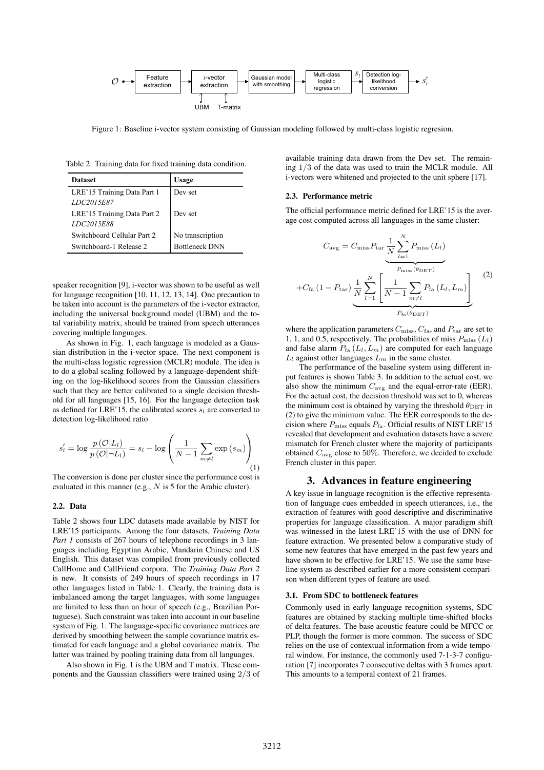$\mathcal{O}$

Feature extraction

*i*-vector extraction

UBM

T-matrix

Gaussian model with smoothing

Multi-class logistic regression

$s_l$

Detection log-likelihood conversion

$s_l'$

Figure 1: Baseline i-vector system consisting of Gaussian modeling followed by multi-class logistic regresion.

Table 2: Training data for fixed training data condition.

| Dataset | Usage |
| --- | --- |
| LRE'15 Training Data Part 1 *LDC2015E87* | Dev set |
| LRE'15 Training Data Part 2 *LDC2015E88* | Dev set |
| Switchboard Cellular Part 2 | No transcription |
| Switchboard-1 Release 2 | Bottleneck DNN |

speaker recognition [9], i-vector was shown to be useful as well for language recognition [10, 11, 12, 13, 14]. One precaution to be taken into account is the parameters of the i-vector extractor, including the universal background model (UBM) and the total variability matrix, should be trained from speech utterances covering multiple languages.

As shown in Fig. 1, each language is modeled as a Gaussian distribution in the i-vector space. The next component is the multi-class logistic regression (MCLR) module. The idea is to do a global scaling followed by a language-dependent shifting on the log-likelihood scores from the Gaussian classifiers such that they are better calibrated to a single decision threshold for all languages [15, 16]. For the language detection task as defined for LRE'15, the calibrated scores $s_l$ are converted to detection log-likelihood ratio

$$s_l' = \log \frac{p(\mathcal{O}|L_l)}{p(\mathcal{O}|\neg L_l)} = s_l - \log\left(\frac{1}{N-1}\sum_{m \neq l} \exp(s_m)\right) \tag{1}$$

The conversion is done per cluster since the performance cost is evaluated in this manner (e.g., $N$ is 5 for the Arabic cluster).

### 2.2. Data

Table 2 shows four LDC datasets made available by NIST for LRE'15 participants. Among the four datasets, *Training Data Part 1* consists of 267 hours of telephone recordings in 3 languages including Egyptian Arabic, Mandarin Chinese and US English. This dataset was compiled from previously collected CallHome and CallFriend corpora. The *Training Data Part 2* is new. It consists of 249 hours of speech recordings in 17 other languages listed in Table 1. Clearly, the training data is imbalanced among the target languages, with some languages are limited to less than an hour of speech (e.g., Brazilian Portuguese). Such constraint was taken into account in our baseline system of Fig. 1. The language-specific covariance matrices are derived by smoothing between the sample covariance matrix estimated for each language and a global covariance matrix. The latter was trained by pooling training data from all languages.

Also shown in Fig. 1 is the UBM and T matrix. These components and the Gaussian classifiers were trained using $2/3$ of available training data drawn from the Dev set. The remaining $1/3$ of the data was used to train the MCLR module. All i-vectors were whitened and projected to the unit sphere [17].

### 2.3. Performance metric

The official performance metric defined for LRE'15 is the average cost computed across all languages in the same cluster:

$$\begin{aligned} C_{\text{avg}} &= C_{\text{miss}} P_{\text{tar}} \underbrace{\frac{1}{N}\sum_{l=1}^{N} P_{\text{miss}}(L_l)}_{P_{\text{miss}}(\theta_{\text{DET}})} \\ &+ C_{\text{fa}}(1 - P_{\text{tar}}) \underbrace{\frac{1}{N}\sum_{l=1}^{N}\left[\frac{1}{N-1}\sum_{m \neq l} P_{\text{fa}}(L_l, L_m)\right]}_{P_{\text{fa}}(\theta_{\text{DET}})} \end{aligned} \tag{2}$$

where the application parameters $C_{\text{miss}}$, $C_{\text{fa}}$, and $P_{\text{tar}}$ are set to 1, 1, and 0.5, respectively. The probabilities of miss $P_{\text{miss}}(L_l)$ and false alarm $P_{\text{fa}}(L_l, L_m)$ are computed for each language $L_l$ against other languages $L_m$ in the same cluster.

The performance of the baseline system using different input features is shown Table 3. In addition to the actual cost, we also show the minimum $C_{\text{avg}}$ and the equal-error-rate (EER). For the actual cost, the decision threshold was set to 0, whereas the minimum cost is obtained by varying the threshold $\theta_{\text{DET}}$ in (2) to give the minimum value. The EER corresponds to the decision where $P_{\text{miss}}$ equals $P_{\text{fa}}$. Official results of NIST LRE'15 revealed that development and evaluation datasets have a severe mismatch for French cluster where the majority of participants obtained $C_{\text{avg}}$ close to 50%. Therefore, we decided to exclude French cluster in this paper.

## 3. Advances in feature engineering

A key issue in language recognition is the effective representation of language cues embedded in speech utterances, i.e., the extraction of features with good descriptive and discriminative properties for language classification. A major paradigm shift was witnessed in the latest LRE'15 with the use of DNN for feature extraction. We presented below a comparative study of some new features that have emerged in the past few years and have shown to be effective for LRE'15. We use the same baseline system as described earlier for a more consistent comparison when different types of feature are used.

### 3.1. From SDC to bottleneck features

Commonly used in early language recognition systems, SDC features are obtained by stacking multiple time-shifted blocks of delta features. The base acoustic feature could be MFCC or PLP, though the former is more common. The success of SDC relies on the use of contextual information from a wide temporal window. For instance, the commonly used 7-1-3-7 configuration [7] incorporates 7 consecutive deltas with 3 frames apart. This amounts to a temporal context of 21 frames.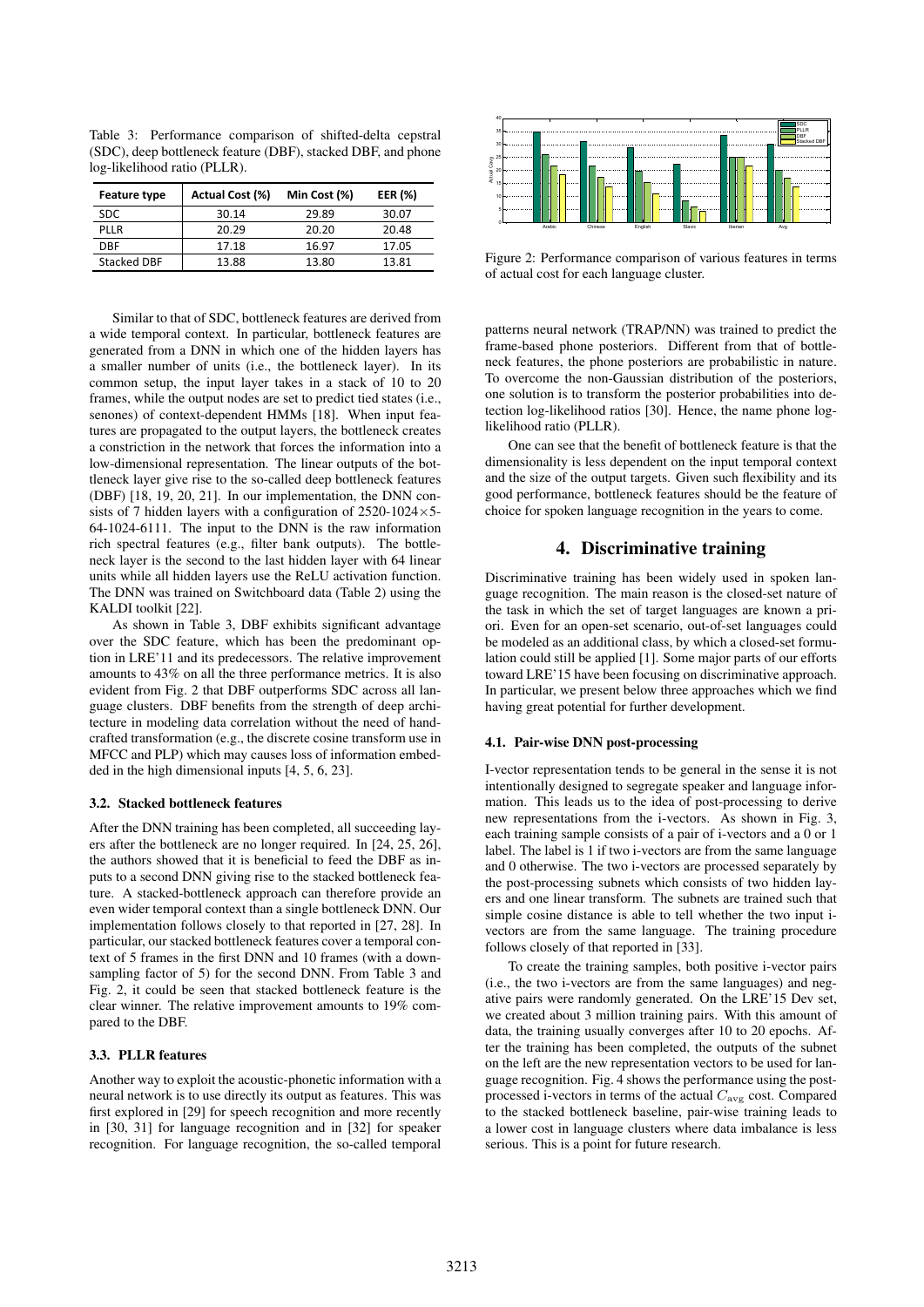Table 3: Performance comparison of shifted-delta cepstral (SDC), deep bottleneck feature (DBF), stacked DBF, and phone log-likelihood ratio (PLLR).

| Feature type | Actual Cost (%) | Min Cost (%) | EER (%) |
|---|---|---|---|
| SDC | 30.14 | 29.89 | 30.07 |
| PLLR | 20.29 | 20.20 | 20.48 |
| DBF | 17.18 | 16.97 | 17.05 |
| Stacked DBF | 13.88 | 13.80 | 13.81 |

Similar to that of SDC, bottleneck features are derived from a wide temporal context. In particular, bottleneck features are generated from a DNN in which one of the hidden layers has a smaller number of units (i.e., the bottleneck layer). In its common setup, the input layer takes in a stack of 10 to 20 frames, while the output nodes are set to predict tied states (i.e., senones) of context-dependent HMMs [18]. When input features are propagated to the output layers, the bottleneck creates a constriction in the network that forces the information into a low-dimensional representation. The linear outputs of the bottleneck layer give rise to the so-called deep bottleneck features (DBF) [18, 19, 20, 21]. In our implementation, the DNN consists of 7 hidden layers with a configuration of 2520-1024×5-64-1024-6111. The input to the DNN is the raw information rich spectral features (e.g., filter bank outputs). The bottleneck layer is the second to the last hidden layer with 64 linear units while all hidden layers use the ReLU activation function. The DNN was trained on Switchboard data (Table 2) using the KALDI toolkit [22].

As shown in Table 3, DBF exhibits significant advantage over the SDC feature, which has been the predominant option in LRE'11 and its predecessors. The relative improvement amounts to 43% on all the three performance metrics. It is also evident from Fig. 2 that DBF outperforms SDC across all language clusters. DBF benefits from the strength of deep architecture in modeling data correlation without the need of handcrafted transformation (e.g., the discrete cosine transform use in MFCC and PLP) which may causes loss of information embedded in the high dimensional inputs [4, 5, 6, 23].

### 3.2. Stacked bottleneck features

After the DNN training has been completed, all succeeding layers after the bottleneck are no longer required. In [24, 25, 26], the authors showed that it is beneficial to feed the DBF as inputs to a second DNN giving rise to the stacked bottleneck feature. A stacked-bottleneck approach can therefore provide an even wider temporal context than a single bottleneck DNN. Our implementation follows closely to that reported in [27, 28]. In particular, our stacked bottleneck features cover a temporal context of 5 frames in the first DNN and 10 frames (with a downsampling factor of 5) for the second DNN. From Table 3 and Fig. 2, it could be seen that stacked bottleneck feature is the clear winner. The relative improvement amounts to 19% compared to the DBF.

### 3.3. PLLR features

Another way to exploit the acoustic-phonetic information with a neural network is to use directly its output as features. This was first explored in [29] for speech recognition and more recently in [30, 31] for language recognition and in [32] for speaker recognition. For language recognition, the so-called temporal

40
35
30
25
20
15
10
5
0
Actual Cost
SDC
PLLR
DBF
Stacked DBF
Arabic
Chinese
English
Slavic
Iberian
Avg

Figure 2: Performance comparison of various features in terms of actual cost for each language cluster.

patterns neural network (TRAP/NN) was trained to predict the frame-based phone posteriors. Different from that of bottleneck features, the phone posteriors are probabilistic in nature. To overcome the non-Gaussian distribution of the posteriors, one solution is to transform the posterior probabilities into detection log-likelihood ratios [30]. Hence, the name phone log-likelihood ratio (PLLR).

One can see that the benefit of bottleneck feature is that the dimensionality is less dependent on the input temporal context and the size of the output targets. Given such flexibility and its good performance, bottleneck features should be the feature of choice for spoken language recognition in the years to come.

## 4. Discriminative training

Discriminative training has been widely used in spoken language recognition. The main reason is the closed-set nature of the task in which the set of target languages are known a priori. Even for an open-set scenario, out-of-set languages could be modeled as an additional class, by which a closed-set formulation could still be applied [1]. Some major parts of our efforts toward LRE'15 have been focusing on discriminative approach. In particular, we present below three approaches which we find having great potential for further development.

### 4.1. Pair-wise DNN post-processing

I-vector representation tends to be general in the sense it is not intentionally designed to segregate speaker and language information. This leads us to the idea of post-processing to derive new representations from the i-vectors. As shown in Fig. 3, each training sample consists of a pair of i-vectors and a 0 or 1 label. The label is 1 if two i-vectors are from the same language and 0 otherwise. The two i-vectors are processed separately by the post-processing subnets which consists of two hidden layers and one linear transform. The subnets are trained such that simple cosine distance is able to tell whether the two input i-vectors are from the same language. The training procedure follows closely of that reported in [33].

To create the training samples, both positive i-vector pairs (i.e., the two i-vectors are from the same languages) and negative pairs were randomly generated. On the LRE'15 Dev set, we created about 3 million training pairs. With this amount of data, the training usually converges after 10 to 20 epochs. After the training has been completed, the outputs of the subnet on the left are the new representation vectors to be used for language recognition. Fig. 4 shows the performance using the post-processed i-vectors in terms of the actual $C_{\text{avg}}$ cost. Compared to the stacked bottleneck baseline, pair-wise training leads to a lower cost in language clusters where data imbalance is less serious. This is a point for future research.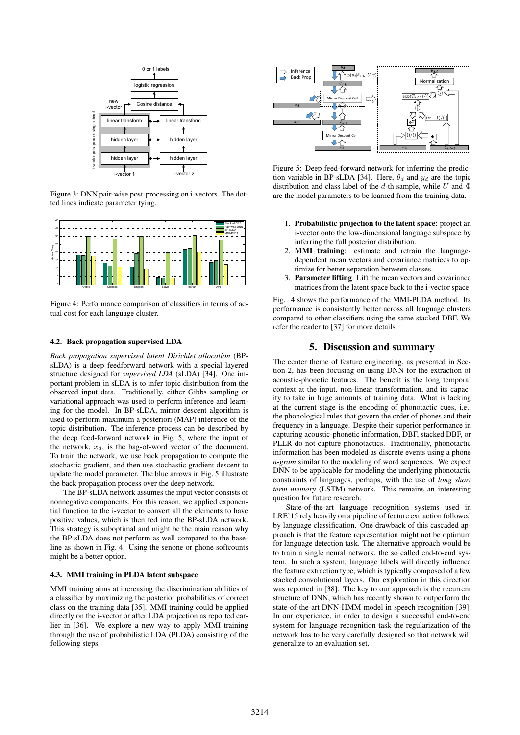Figure 3: DNN pair-wise post-processing on i-vectors. The dotted lines indicate parameter tying.

Figure 4: Performance comparison of classifiers in terms of actual cost for each language cluster.

### 4.2. Back propagation supervised LDA

*Back propagation supervised latent Dirichlet allocation* (BP-sLDA) is a deep feedforward network with a special layered structure designed for *supervised LDA* (sLDA) [34]. One important problem in sLDA is to infer topic distribution from the observed input data. Traditionally, either Gibbs sampling or variational approach was used to perform inference and learning for the model. In BP-sLDA, mirror descent algorithm is used to perform maximum a posteriori (MAP) inference of the topic distribution. The inference process can be described by the deep feed-forward network in Fig. 5, where the input of the network, $x_d$, is the bag-of-word vector of the document. To train the network, we use back propagation to compute the stochastic gradient, and then use stochastic gradient descent to update the model parameter. The blue arrows in Fig. 5 illustrate the back propagation process over the deep network.

The BP-sLDA network assumes the input vector consists of nonnegative components. For this reason, we applied exponential function to the i-vector to convert all the elements to have positive values, which is then fed into the BP-sLDA network. This strategy is suboptimal and might be the main reason why the BP-sLDA does not perform as well compared to the baseline as shown in Fig. 4. Using the senone or phone softcounts might be a better option.

### 4.3. MMI training in PLDA latent subspace

MMI training aims at increasing the discrimination abilities of a classifier by maximizing the posterior probabilities of correct class on the training data [35]. MMI training could be applied directly on the i-vector or after LDA projection as reported earlier in [36]. We explore a new way to apply MMI training through the use of probabilistic LDA (PLDA) consisting of the following steps:

Figure 5: Deep feed-forward network for inferring the prediction variable in BP-sLDA [34]. Here, $\theta_d$ and $y_d$ are the topic distribution and class label of the $d$-th sample, while $U$ and $\Phi$ are the model parameters to be learned from the training data.

1. **Probabilistic projection to the latent space**: project an i-vector onto the low-dimensional language subspace by inferring the full posterior distribution.
2. **MMI training**: estimate and retrain the language-dependent mean vectors and covariance matrices to optimize for better separation between classes.
3. **Parameter lifting**: Lift the mean vectors and covariance matrices from the latent space back to the i-vector space.

Fig. 4 shows the performance of the MMI-PLDA method. Its performance is consistently better across all language clusters compared to other classifiers using the same stacked DBF. We refer the reader to [37] for more details.

## 5. Discussion and summary

The center theme of feature engineering, as presented in Section 2, has been focusing on using DNN for the extraction of acoustic-phonetic features. The benefit is the long temporal context at the input, non-linear transformation, and its capacity to take in huge amounts of training data. What is lacking at the current stage is the encoding of phonotactic cues, i.e., the phonological rules that govern the order of phones and their frequency in a language. Despite their superior performance in capturing acoustic-phonetic information, DBF, stacked DBF, or PLLR do not capture phonotactics. Traditionally, phonotactic information has been modeled as discrete events using a phone *n-gram* similar to the modeling of word sequences. We expect DNN to be applicable for modeling the underlying phonotactic constraints of languages, perhaps, with the use of *long short term memory* (LSTM) network. This remains an interesting question for future research.

State-of-the-art language recognition systems used in LRE'15 rely heavily on a pipeline of feature extraction followed by language classification. One drawback of this cascaded approach is that the feature representation might not be optimum for language detection task. The alternative approach would be to train a single neural network, the so called end-to-end system. In such a system, language labels will directly influence the feature extraction type, which is typically composed of a few stacked convolutional layers. Our exploration in this direction was reported in [38]. The key to our approach is the recurrent structure of DNN, which has recently shown to outperform the state-of-the-art DNN-HMM model in speech recognition [39]. In our experience, in order to design a successful end-to-end system for language recognition task the regularization of the network has to be very carefully designed so that network will generalize to an evaluation set.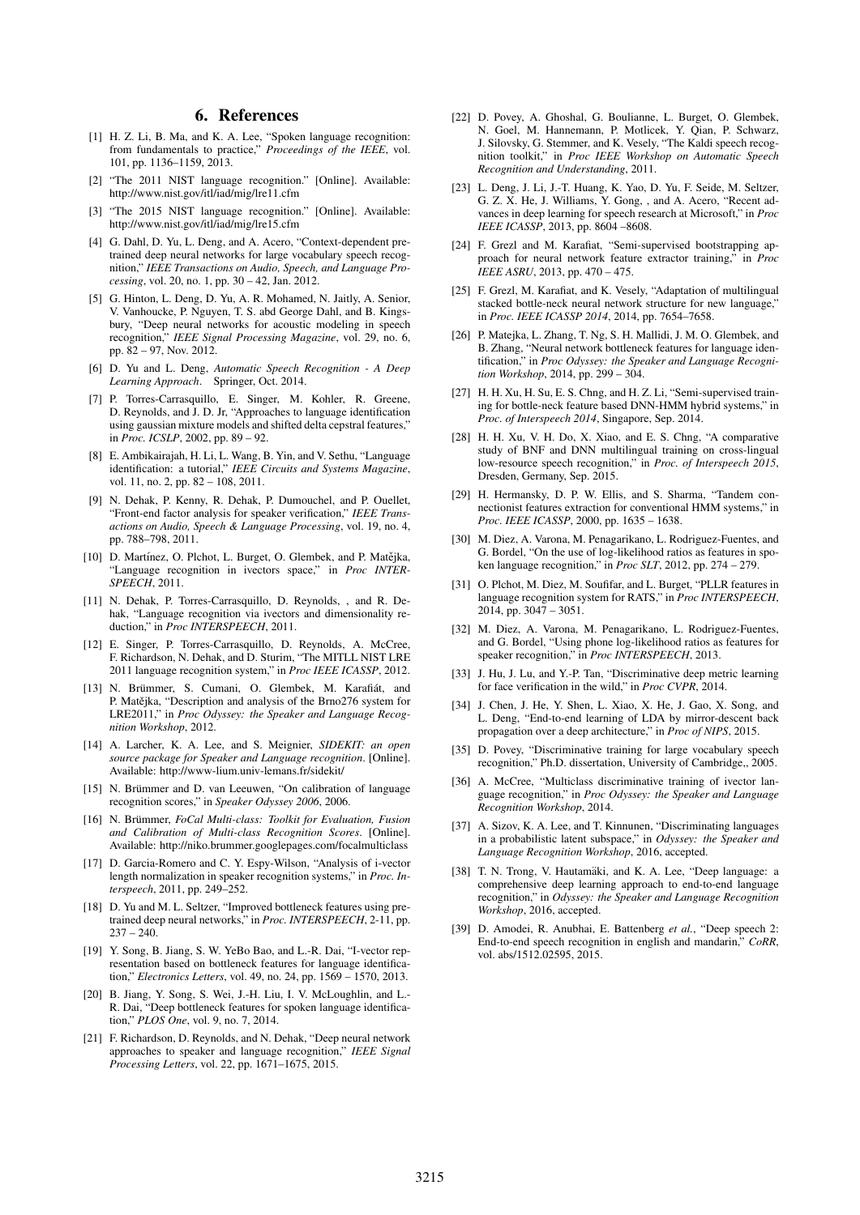## 6. References

[1] H. Z. Li, B. Ma, and K. A. Lee, "Spoken language recognition: from fundamentals to practice," *Proceedings of the IEEE*, vol. 101, pp. 1136–1159, 2013.

[2] "The 2011 NIST language recognition." [Online]. Available: http://www.nist.gov/itl/iad/mig/lre11.cfm

[3] "The 2015 NIST language recognition." [Online]. Available: http://www.nist.gov/itl/iad/mig/lre15.cfm

[4] G. Dahl, D. Yu, L. Deng, and A. Acero, "Context-dependent pre-trained deep neural networks for large vocabulary speech recognition," *IEEE Transactions on Audio, Speech, and Language Processing*, vol. 20, no. 1, pp. 30 – 42, Jan. 2012.

[5] G. Hinton, L. Deng, D. Yu, A. R. Mohamed, N. Jaitly, A. Senior, V. Vanhoucke, P. Nguyen, T. S. abd George Dahl, and B. Kingsbury, "Deep neural networks for acoustic modeling in speech recognition," *IEEE Signal Processing Magazine*, vol. 29, no. 6, pp. 82 – 97, Nov. 2012.

[6] D. Yu and L. Deng, *Automatic Speech Recognition - A Deep Learning Approach*. Springer, Oct. 2014.

[7] P. Torres-Carrasquillo, E. Singer, M. Kohler, R. Greene, D. Reynolds, and J. D. Jr, "Approaches to language identification using gaussian mixture models and shifted delta cepstral features," in *Proc. ICSLP*, 2002, pp. 89 – 92.

[8] E. Ambikairajah, H. Li, L. Wang, B. Yin, and V. Sethu, "Language identification: a tutorial," *IEEE Circuits and Systems Magazine*, vol. 11, no. 2, pp. 82 – 108, 2011.

[9] N. Dehak, P. Kenny, R. Dehak, P. Dumouchel, and P. Ouellet, "Front-end factor analysis for speaker verification," *IEEE Transactions on Audio, Speech & Language Processing*, vol. 19, no. 4, pp. 788–798, 2011.

[10] D. Martínez, O. Plchot, L. Burget, O. Glembek, and P. Matějka, "Language recognition in ivectors space," in *Proc INTERSPEECH*, 2011.

[11] N. Dehak, P. Torres-Carrasquillo, D. Reynolds, , and R. Dehak, "Language recognition via ivectors and dimensionality reduction," in *Proc INTERSPEECH*, 2011.

[12] E. Singer, P. Torres-Carrasquillo, D. Reynolds, A. McCree, F. Richardson, N. Dehak, and D. Sturim, "The MITLL NIST LRE 2011 language recognition system," in *Proc IEEE ICASSP*, 2012.

[13] N. Brümmer, S. Cumani, O. Glembek, M. Karafiát, and P. Matějka, "Description and analysis of the Brno276 system for LRE2011," in *Proc Odyssey: the Speaker and Language Recognition Workshop*, 2012.

[14] A. Larcher, K. A. Lee, and S. Meignier, *SIDEKIT: an open source package for Speaker and Language recognition*. [Online]. Available: http://www-lium.univ-lemans.fr/sidekit/

[15] N. Brümmer and D. van Leeuwen, "On calibration of language recognition scores," in *Speaker Odyssey 2006*, 2006.

[16] N. Brümmer, *FoCal Multi-class: Toolkit for Evaluation, Fusion and Calibration of Multi-class Recognition Scores*. [Online]. Available: http://niko.brummer.googlepages.com/focalmulticlass

[17] D. Garcia-Romero and C. Y. Espy-Wilson, "Analysis of i-vector length normalization in speaker recognition systems," in *Proc. Interspeech*, 2011, pp. 249–252.

[18] D. Yu and M. L. Seltzer, "Improved bottleneck features using pretrained deep neural networks," in *Proc. INTERSPEECH*, 2-11, pp. 237 – 240.

[19] Y. Song, B. Jiang, S. W. YeBo Bao, and L.-R. Dai, "I-vector representation based on bottleneck features for language identification," *Electronics Letters*, vol. 49, no. 24, pp. 1569 – 1570, 2013.

[20] B. Jiang, Y. Song, S. Wei, J.-H. Liu, I. V. McLoughlin, and L.-R. Dai, "Deep bottleneck features for spoken language identification," *PLOS One*, vol. 9, no. 7, 2014.

[21] F. Richardson, D. Reynolds, and N. Dehak, "Deep neural network approaches to speaker and language recognition," *IEEE Signal Processing Letters*, vol. 22, pp. 1671–1675, 2015.

[22] D. Povey, A. Ghoshal, G. Boulianne, L. Burget, O. Glembek, N. Goel, M. Hannemann, P. Motlicek, Y. Qian, P. Schwarz, J. Silovsky, G. Stemmer, and K. Vesely, "The Kaldi speech recognition toolkit," in *Proc IEEE Workshop on Automatic Speech Recognition and Understanding*, 2011.

[23] L. Deng, J. Li, J.-T. Huang, K. Yao, D. Yu, F. Seide, M. Seltzer, G. Z. X. He, J. Williams, Y. Gong, , and A. Acero, "Recent advances in deep learning for speech research at Microsoft," in *Proc IEEE ICASSP*, 2013, pp. 8604 –8608.

[24] F. Grezl and M. Karafiat, "Semi-supervised bootstrapping approach for neural network feature extractor training," in *Proc IEEE ASRU*, 2013, pp. 470 – 475.

[25] F. Grezl, M. Karafiat, and K. Vesely, "Adaptation of multilingual stacked bottle-neck neural network structure for new language," in *Proc. IEEE ICASSP 2014*, 2014, pp. 7654–7658.

[26] P. Matejka, L. Zhang, T. Ng, S. H. Mallidi, J. M. O. Glembek, and B. Zhang, "Neural network bottleneck features for language identification," in *Proc Odyssey: the Speaker and Language Recognition Workshop*, 2014, pp. 299 – 304.

[27] H. H. Xu, H. Su, E. S. Chng, and H. Z. Li, "Semi-supervised training for bottle-neck feature based DNN-HMM hybrid systems," in *Proc. of Interspeech 2014*, Singapore, Sep. 2014.

[28] H. H. Xu, V. H. Do, X. Xiao, and E. S. Chng, "A comparative study of BNF and DNN multilingual training on cross-lingual low-resource speech recognition," in *Proc. of Interspeech 2015*, Dresden, Germany, Sep. 2015.

[29] H. Hermansky, D. P. W. Ellis, and S. Sharma, "Tandem connectionist features extraction for conventional HMM systems," in *Proc. IEEE ICASSP*, 2000, pp. 1635 – 1638.

[30] M. Diez, A. Varona, M. Penagarikano, L. Rodriguez-Fuentes, and G. Bordel, "On the use of log-likelihood ratios as features in spoken language recognition," in *Proc SLT*, 2012, pp. 274 – 279.

[31] O. Plchot, M. Diez, M. Soufifar, and L. Burget, "PLLR features in language recognition system for RATS," in *Proc INTERSPEECH*, 2014, pp. 3047 – 3051.

[32] M. Diez, A. Varona, M. Penagarikano, L. Rodriguez-Fuentes, and G. Bordel, "Using phone log-likelihood ratios as features for speaker recognition," in *Proc INTERSPEECH*, 2013.

[33] J. Hu, J. Lu, and Y.-P. Tan, "Discriminative deep metric learning for face verification in the wild," in *Proc CVPR*, 2014.

[34] J. Chen, J. He, Y. Shen, L. Xiao, X. He, J. Gao, X. Song, and L. Deng, "End-to-end learning of LDA by mirror-descent back propagation over a deep architecture," in *Proc of NIPS*, 2015.

[35] D. Povey, "Discriminative training for large vocabulary speech recognition," Ph.D. dissertation, University of Cambridge,, 2005.

[36] A. McCree, "Multiclass discriminative training of ivector language recognition," in *Proc Odyssey: the Speaker and Language Recognition Workshop*, 2014.

[37] A. Sizov, K. A. Lee, and T. Kinnunen, "Discriminating languages in a probabilistic latent subspace," in *Odyssey: the Speaker and Language Recognition Workshop*, 2016, accepted.

[38] T. N. Trong, V. Hautamäki, and K. A. Lee, "Deep language: a comprehensive deep learning approach to end-to-end language recognition," in *Odyssey: the Speaker and Language Recognition Workshop*, 2016, accepted.

[39] D. Amodei, R. Anubhai, E. Battenberg *et al.*, "Deep speech 2: End-to-end speech recognition in english and mandarin," *CoRR*, vol. abs/1512.02595, 2015.